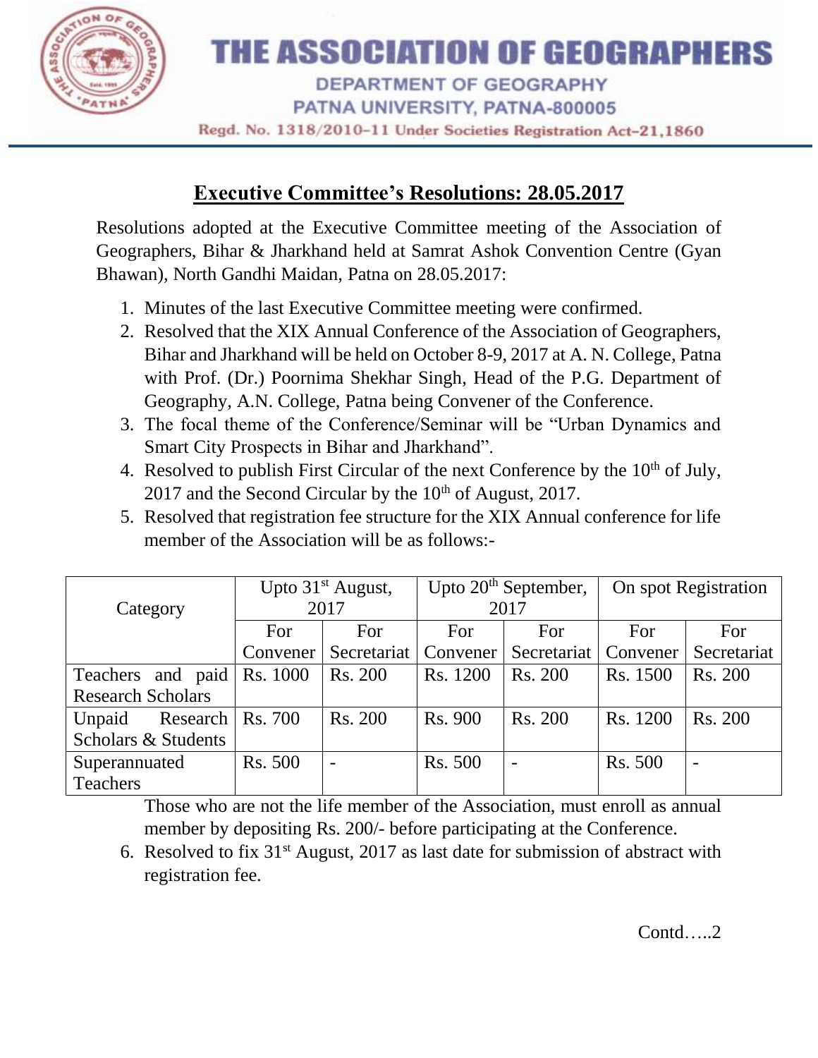# THE ASSOCIATION OF GEOGRAPHERS

DEPARTMENT OF GEOGRAPHY

PATNA UNIVERSITY, PATNA-800005

Regd. No. 1318/2010-11 Under Societies Registration Act-21,1860

## Executive Committee's Resolutions: 28.05.2017

Resolutions adopted at the Executive Committee meeting of the Association of Geographers, Bihar & Jharkhand held at Samrat Ashok Convention Centre (Gyan Bhawan), North Gandhi Maidan, Patna on 28.05.2017:

1. Minutes of the last Executive Committee meeting were confirmed.
2. Resolved that the XIX Annual Conference of the Association of Geographers, Bihar and Jharkhand will be held on October 8-9, 2017 at A. N. College, Patna with Prof. (Dr.) Poornima Shekhar Singh, Head of the P.G. Department of Geography, A.N. College, Patna being Convener of the Conference.
3. The focal theme of the Conference/Seminar will be "Urban Dynamics and Smart City Prospects in Bihar and Jharkhand".
4. Resolved to publish First Circular of the next Conference by the 10th of July, 2017 and the Second Circular by the 10th of August, 2017.
5. Resolved that registration fee structure for the XIX Annual conference for life member of the Association will be as follows:-

| Category | Upto 31st August, 2017 | | Upto 20th September, 2017 | | On spot Registration | |
|---|---|---|---|---|---|---|
| | For Convener | For Secretariat | For Convener | For Secretariat | For Convener | For Secretariat |
| Teachers and paid Research Scholars | Rs. 1000 | Rs. 200 | Rs. 1200 | Rs. 200 | Rs. 1500 | Rs. 200 |
| Unpaid Research Scholars & Students | Rs. 700 | Rs. 200 | Rs. 900 | Rs. 200 | Rs. 1200 | Rs. 200 |
| Superannuated Teachers | Rs. 500 | - | Rs. 500 | - | Rs. 500 | - |

Those who are not the life member of the Association, must enroll as annual member by depositing Rs. 200/- before participating at the Conference.

6. Resolved to fix 31st August, 2017 as last date for submission of abstract with registration fee.

Contd…..2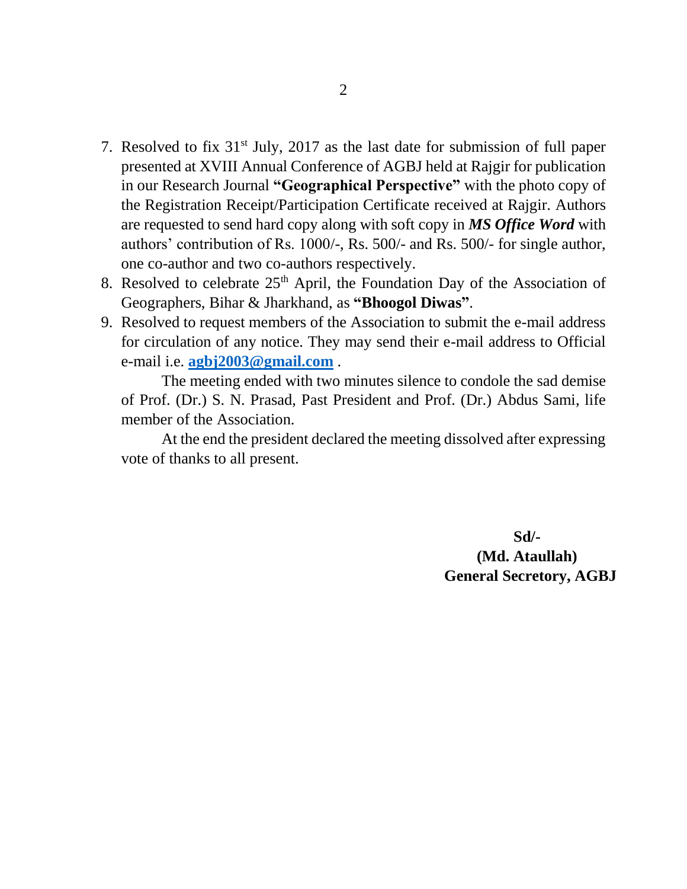7. Resolved to fix 31st July, 2017 as the last date for submission of full paper presented at XVIII Annual Conference of AGBJ held at Rajgir for publication in our Research Journal **"Geographical Perspective"** with the photo copy of the Registration Receipt/Participation Certificate received at Rajgir. Authors are requested to send hard copy along with soft copy in ***MS Office Word*** with authors' contribution of Rs. 1000/-, Rs. 500/- and Rs. 500/- for single author, one co-author and two co-authors respectively.
8. Resolved to celebrate 25th April, the Foundation Day of the Association of Geographers, Bihar & Jharkhand, as **"Bhoogol Diwas"**.
9. Resolved to request members of the Association to submit the e-mail address for circulation of any notice. They may send their e-mail address to Official e-mail i.e. **agbj2003@gmail.com** .

The meeting ended with two minutes silence to condole the sad demise of Prof. (Dr.) S. N. Prasad, Past President and Prof. (Dr.) Abdus Sami, life member of the Association.

At the end the president declared the meeting dissolved after expressing vote of thanks to all present.

**Sd/-**
**(Md. Ataullah)**
**General Secretory, AGBJ**